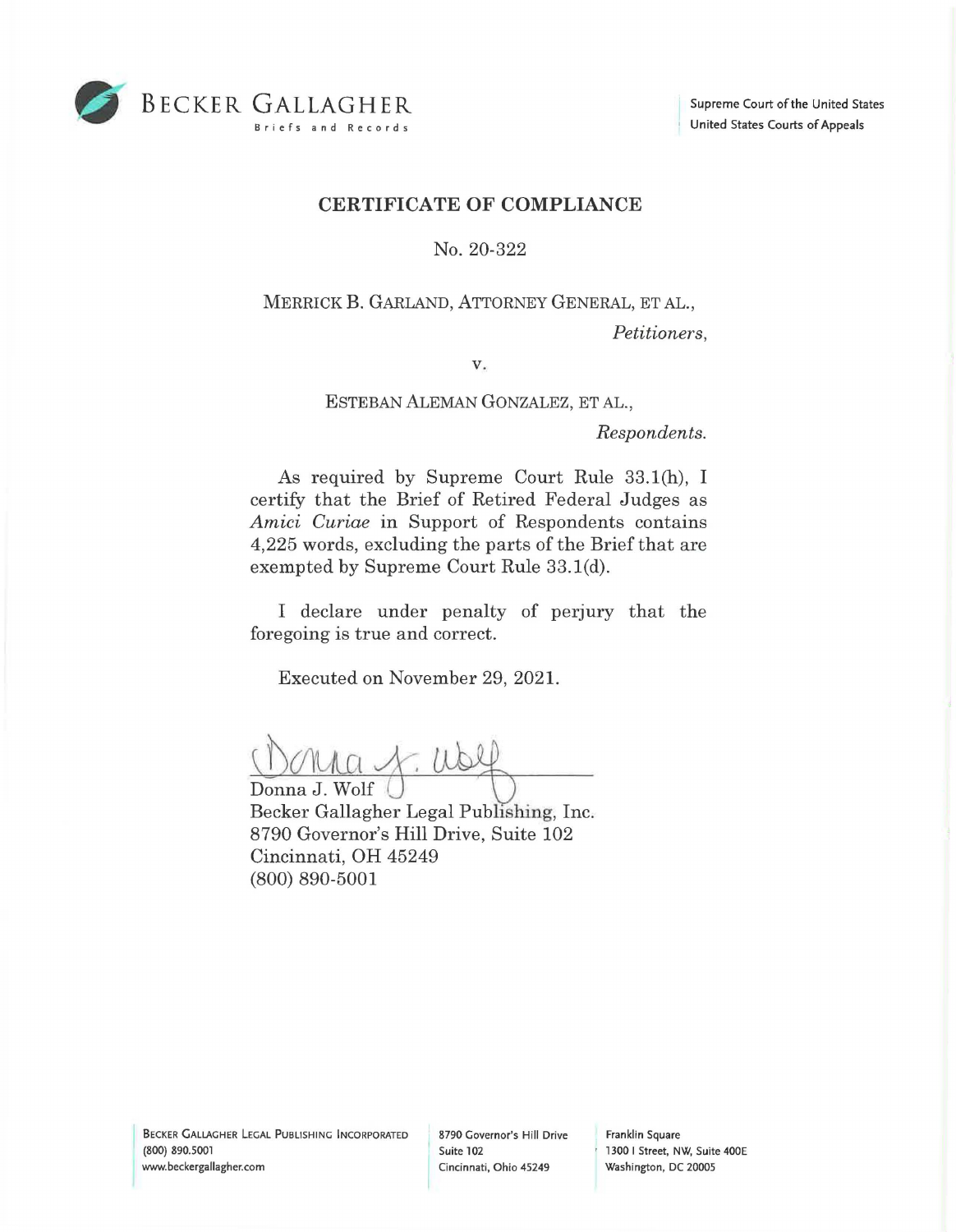BECKER GALLAGHER
Briefs and Records

Supreme Court of the United States
United States Courts of Appeals

## CERTIFICATE OF COMPLIANCE

No. 20-322

MERRICK B. GARLAND, ATTORNEY GENERAL, ET AL.,

*Petitioners*,

v.

ESTEBAN ALEMAN GONZALEZ, ET AL.,

*Respondents*.

As required by Supreme Court Rule 33.1(h), I certify that the Brief of Retired Federal Judges as *Amici Curiae* in Support of Respondents contains 4,225 words, excluding the parts of the Brief that are exempted by Supreme Court Rule 33.1(d).

I declare under penalty of perjury that the foregoing is true and correct.

Executed on November 29, 2021.

Donna J. Wolf
Becker Gallagher Legal Publishing, Inc.
8790 Governor's Hill Drive, Suite 102
Cincinnati, OH 45249
(800) 890-5001

BECKER GALLAGHER LEGAL PUBLISHING INCORPORATED
(800) 890.5001
www.beckergallagher.com

8790 Governor's Hill Drive
Suite 102
Cincinnati, Ohio 45249

Franklin Square
1300 I Street, NW, Suite 400E
Washington, DC 20005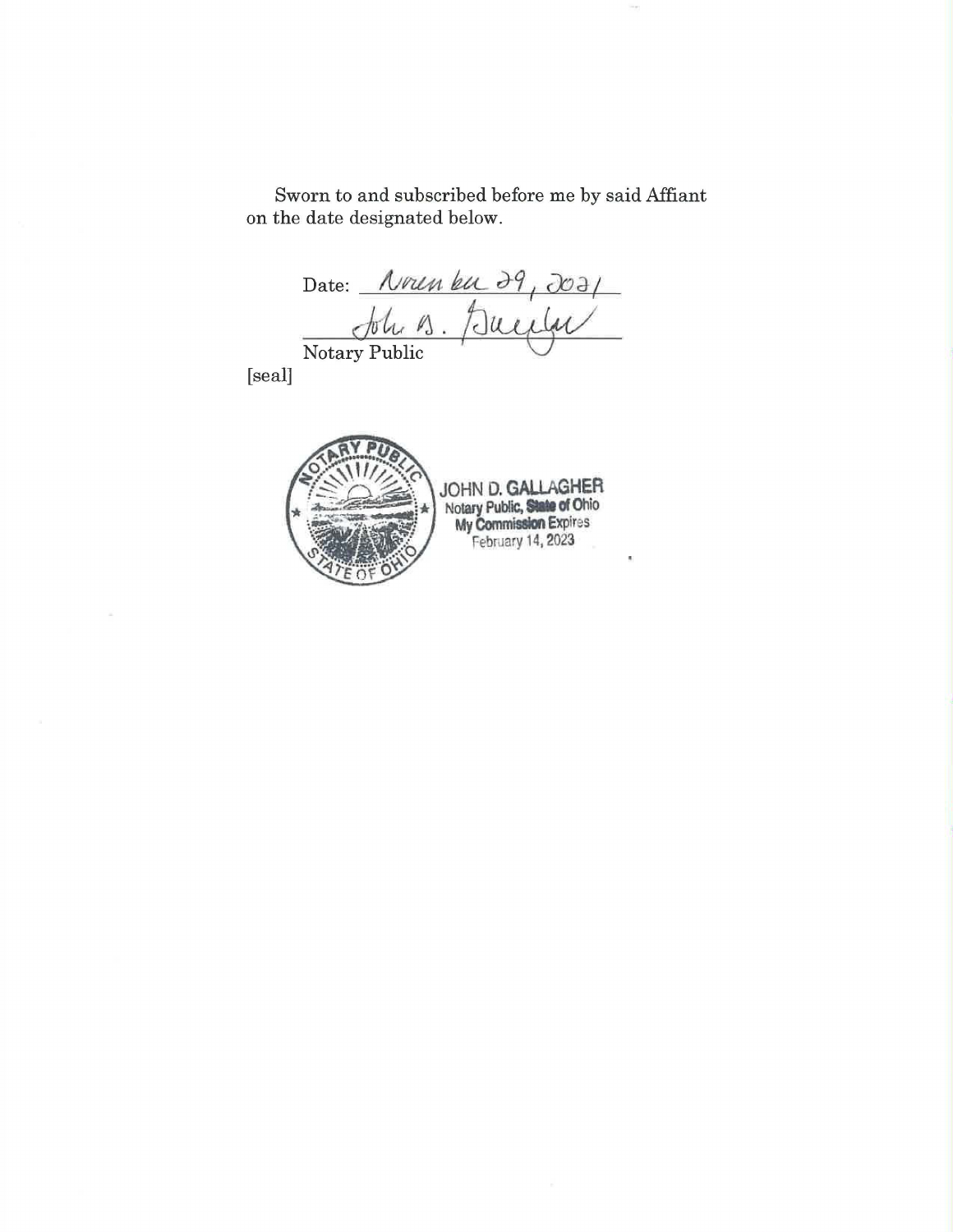Sworn to and subscribed before me by said Affiant on the date designated below.

Date: November 29, 2021

John D. Gallagher

Notary Public

[seal]

JOHN D. GALLAGHER
Notary Public, State of Ohio
My Commission Expires
February 14, 2023